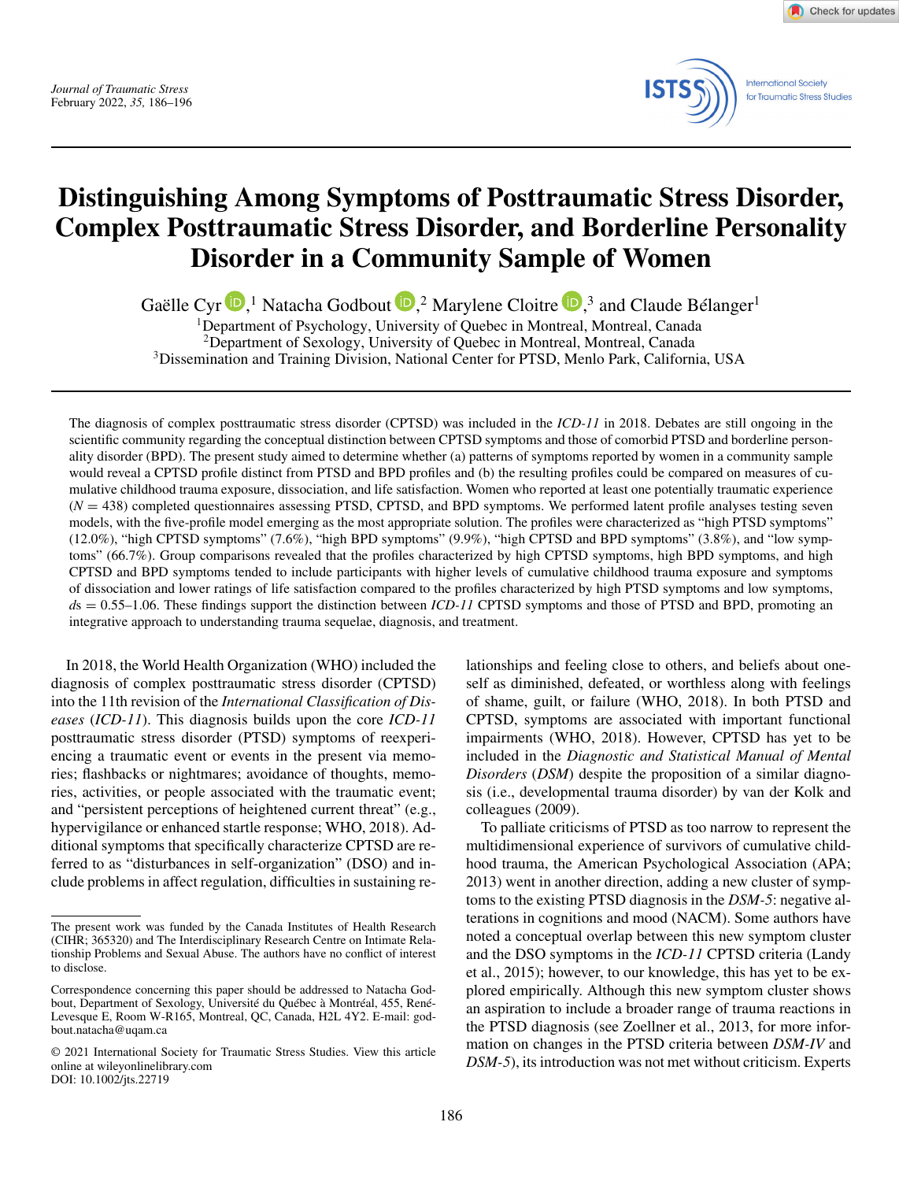# Distinguishing Among Symptoms of Posttraumatic Stress Disorder, Complex Posttraumatic Stress Disorder, and Borderline Personality Disorder in a Community Sample of Women

Gaëlle Cyr[1], Natacha Godbout[2], Marylene Cloitre[3], and Claude Bélanger[1]

[1]Department of Psychology, University of Quebec in Montreal, Montreal, Canada
[2]Department of Sexology, University of Quebec in Montreal, Montreal, Canada
[3]Dissemination and Training Division, National Center for PTSD, Menlo Park, California, USA

The diagnosis of complex posttraumatic stress disorder (CPTSD) was included in the *ICD-11* in 2018. Debates are still ongoing in the scientific community regarding the conceptual distinction between CPTSD symptoms and those of comorbid PTSD and borderline personality disorder (BPD). The present study aimed to determine whether (a) patterns of symptoms reported by women in a community sample would reveal a CPTSD profile distinct from PTSD and BPD profiles and (b) the resulting profiles could be compared on measures of cumulative childhood trauma exposure, dissociation, and life satisfaction. Women who reported at least one potentially traumatic experience ($N = 438$) completed questionnaires assessing PTSD, CPTSD, and BPD symptoms. We performed latent profile analyses testing seven models, with the five-profile model emerging as the most appropriate solution. The profiles were characterized as "high PTSD symptoms" (12.0%), "high CPTSD symptoms" (7.6%), "high BPD symptoms" (9.9%), "high CPTSD and BPD symptoms" (3.8%), and "low symptoms" (66.7%). Group comparisons revealed that the profiles characterized by high CPTSD symptoms, high BPD symptoms, and high CPTSD and BPD symptoms tended to include participants with higher levels of cumulative childhood trauma exposure and symptoms of dissociation and lower ratings of life satisfaction compared to the profiles characterized by high PTSD symptoms and low symptoms, $ds = 0.55$–$1.06$. These findings support the distinction between *ICD-11* CPTSD symptoms and those of PTSD and BPD, promoting an integrative approach to understanding trauma sequelae, diagnosis, and treatment.

In 2018, the World Health Organization (WHO) included the diagnosis of complex posttraumatic stress disorder (CPTSD) into the 11th revision of the *International Classification of Diseases* (*ICD-11*). This diagnosis builds upon the core *ICD-11* posttraumatic stress disorder (PTSD) symptoms of reexperiencing a traumatic event or events in the present via memories; flashbacks or nightmares; avoidance of thoughts, memories, activities, or people associated with the traumatic event; and "persistent perceptions of heightened current threat" (e.g., hypervigilance or enhanced startle response; WHO, 2018). Additional symptoms that specifically characterize CPTSD are referred to as "disturbances in self-organization" (DSO) and include problems in affect regulation, difficulties in sustaining relationships and feeling close to others, and beliefs about oneself as diminished, defeated, or worthless along with feelings of shame, guilt, or failure (WHO, 2018). In both PTSD and CPTSD, symptoms are associated with important functional impairments (WHO, 2018). However, CPTSD has yet to be included in the *Diagnostic and Statistical Manual of Mental Disorders* (*DSM*) despite the proposition of a similar diagnosis (i.e., developmental trauma disorder) by van der Kolk and colleagues (2009).

To palliate criticisms of PTSD as too narrow to represent the multidimensional experience of survivors of cumulative childhood trauma, the American Psychological Association (APA; 2013) went in another direction, adding a new cluster of symptoms to the existing PTSD diagnosis in the *DSM-5*: negative alterations in cognitions and mood (NACM). Some authors have noted a conceptual overlap between this new symptom cluster and the DSO symptoms in the *ICD-11* CPTSD criteria (Landy et al., 2015); however, to our knowledge, this has yet to be explored empirically. Although this new symptom cluster shows an aspiration to include a broader range of trauma reactions in the PTSD diagnosis (see Zoellner et al., 2013, for more information on changes in the PTSD criteria between *DSM-IV* and *DSM-5*), its introduction was not met without criticism. Experts

The present work was funded by the Canada Institutes of Health Research (CIHR; 365320) and The Interdisciplinary Research Centre on Intimate Relationship Problems and Sexual Abuse. The authors have no conflict of interest to disclose.

Correspondence concerning this paper should be addressed to Natacha Godbout, Department of Sexology, Université du Québec à Montréal, 455, René-Levesque E, Room W-R165, Montreal, QC, Canada, H2L 4Y2. E-mail: godbout.natacha@uqam.ca

© 2021 International Society for Traumatic Stress Studies. View this article online at wileyonlinelibrary.com
DOI: 10.1002/jts.22719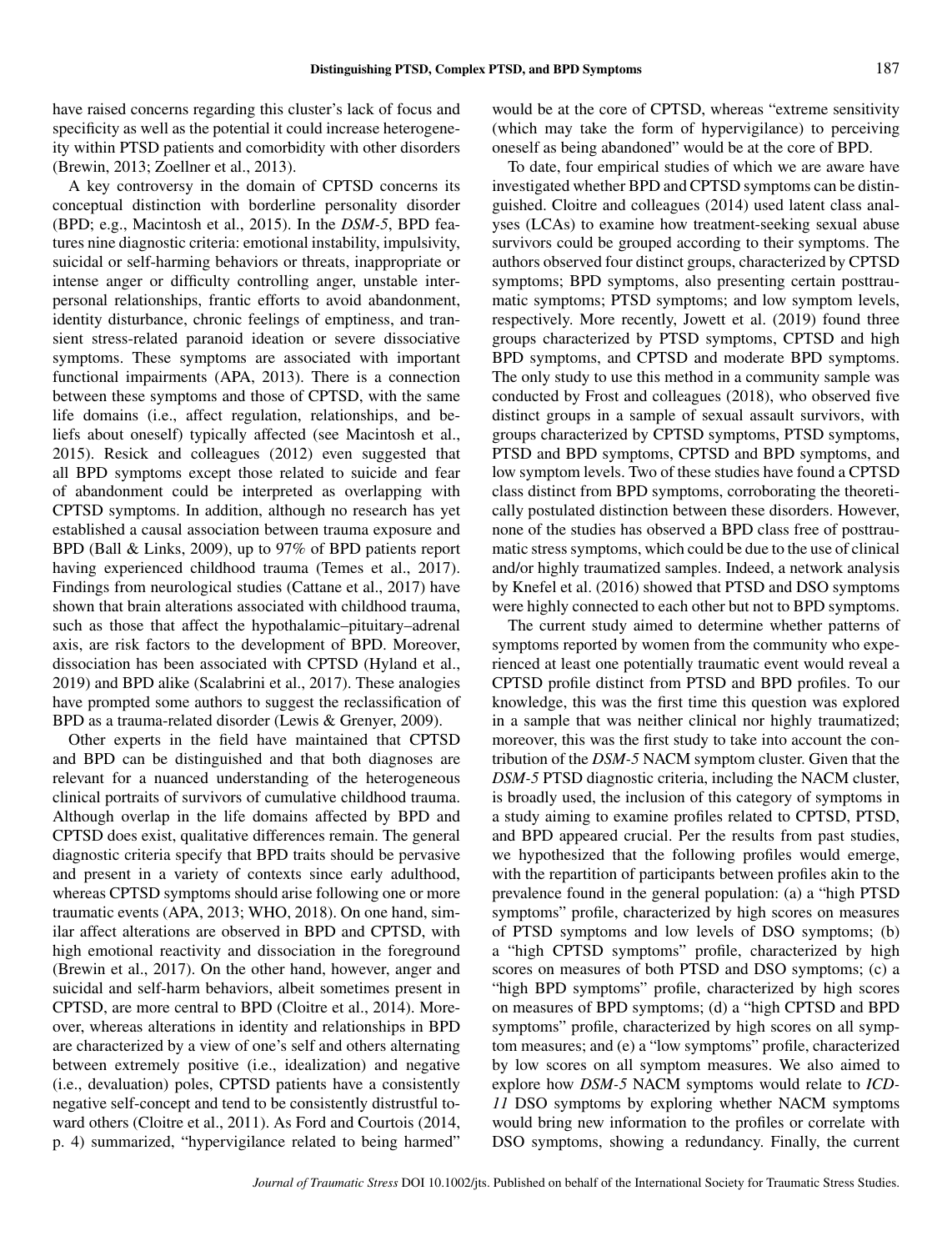have raised concerns regarding this cluster's lack of focus and specificity as well as the potential it could increase heterogeneity within PTSD patients and comorbidity with other disorders (Brewin, 2013; Zoellner et al., 2013).

A key controversy in the domain of CPTSD concerns its conceptual distinction with borderline personality disorder (BPD; e.g., Macintosh et al., 2015). In the *DSM-5*, BPD features nine diagnostic criteria: emotional instability, impulsivity, suicidal or self-harming behaviors or threats, inappropriate or intense anger or difficulty controlling anger, unstable interpersonal relationships, frantic efforts to avoid abandonment, identity disturbance, chronic feelings of emptiness, and transient stress-related paranoid ideation or severe dissociative symptoms. These symptoms are associated with important functional impairments (APA, 2013). There is a connection between these symptoms and those of CPTSD, with the same life domains (i.e., affect regulation, relationships, and beliefs about oneself) typically affected (see Macintosh et al., 2015). Resick and colleagues (2012) even suggested that all BPD symptoms except those related to suicide and fear of abandonment could be interpreted as overlapping with CPTSD symptoms. In addition, although no research has yet established a causal association between trauma exposure and BPD (Ball & Links, 2009), up to 97% of BPD patients report having experienced childhood trauma (Temes et al., 2017). Findings from neurological studies (Cattane et al., 2017) have shown that brain alterations associated with childhood trauma, such as those that affect the hypothalamic–pituitary–adrenal axis, are risk factors to the development of BPD. Moreover, dissociation has been associated with CPTSD (Hyland et al., 2019) and BPD alike (Scalabrini et al., 2017). These analogies have prompted some authors to suggest the reclassification of BPD as a trauma-related disorder (Lewis & Grenyer, 2009).

Other experts in the field have maintained that CPTSD and BPD can be distinguished and that both diagnoses are relevant for a nuanced understanding of the heterogeneous clinical portraits of survivors of cumulative childhood trauma. Although overlap in the life domains affected by BPD and CPTSD does exist, qualitative differences remain. The general diagnostic criteria specify that BPD traits should be pervasive and present in a variety of contexts since early adulthood, whereas CPTSD symptoms should arise following one or more traumatic events (APA, 2013; WHO, 2018). On one hand, similar affect alterations are observed in BPD and CPTSD, with high emotional reactivity and dissociation in the foreground (Brewin et al., 2017). On the other hand, however, anger and suicidal and self-harm behaviors, albeit sometimes present in CPTSD, are more central to BPD (Cloitre et al., 2014). Moreover, whereas alterations in identity and relationships in BPD are characterized by a view of one's self and others alternating between extremely positive (i.e., idealization) and negative (i.e., devaluation) poles, CPTSD patients have a consistently negative self-concept and tend to be consistently distrustful toward others (Cloitre et al., 2011). As Ford and Courtois (2014, p. 4) summarized, "hypervigilance related to being harmed" would be at the core of CPTSD, whereas "extreme sensitivity (which may take the form of hypervigilance) to perceiving oneself as being abandoned" would be at the core of BPD.

To date, four empirical studies of which we are aware have investigated whether BPD and CPTSD symptoms can be distinguished. Cloitre and colleagues (2014) used latent class analyses (LCAs) to examine how treatment-seeking sexual abuse survivors could be grouped according to their symptoms. The authors observed four distinct groups, characterized by CPTSD symptoms; BPD symptoms, also presenting certain posttraumatic symptoms; PTSD symptoms; and low symptom levels, respectively. More recently, Jowett et al. (2019) found three groups characterized by PTSD symptoms, CPTSD and high BPD symptoms, and CPTSD and moderate BPD symptoms. The only study to use this method in a community sample was conducted by Frost and colleagues (2018), who observed five distinct groups in a sample of sexual assault survivors, with groups characterized by CPTSD symptoms, PTSD symptoms, PTSD and BPD symptoms, CPTSD and BPD symptoms, and low symptom levels. Two of these studies have found a CPTSD class distinct from BPD symptoms, corroborating the theoretically postulated distinction between these disorders. However, none of the studies has observed a BPD class free of posttraumatic stress symptoms, which could be due to the use of clinical and/or highly traumatized samples. Indeed, a network analysis by Knefel et al. (2016) showed that PTSD and DSO symptoms were highly connected to each other but not to BPD symptoms.

The current study aimed to determine whether patterns of symptoms reported by women from the community who experienced at least one potentially traumatic event would reveal a CPTSD profile distinct from PTSD and BPD profiles. To our knowledge, this was the first time this question was explored in a sample that was neither clinical nor highly traumatized; moreover, this was the first study to take into account the contribution of the *DSM-5* NACM symptom cluster. Given that the *DSM-5* PTSD diagnostic criteria, including the NACM cluster, is broadly used, the inclusion of this category of symptoms in a study aiming to examine profiles related to CPTSD, PTSD, and BPD appeared crucial. Per the results from past studies, we hypothesized that the following profiles would emerge, with the repartition of participants between profiles akin to the prevalence found in the general population: (a) a "high PTSD symptoms" profile, characterized by high scores on measures of PTSD symptoms and low levels of DSO symptoms; (b) a "high CPTSD symptoms" profile, characterized by high scores on measures of both PTSD and DSO symptoms; (c) a "high BPD symptoms" profile, characterized by high scores on measures of BPD symptoms; (d) a "high CPTSD and BPD symptoms" profile, characterized by high scores on all symptom measures; and (e) a "low symptoms" profile, characterized by low scores on all symptom measures. We also aimed to explore how *DSM-5* NACM symptoms would relate to *ICD-11* DSO symptoms by exploring whether NACM symptoms would bring new information to the profiles or correlate with DSO symptoms, showing a redundancy. Finally, the current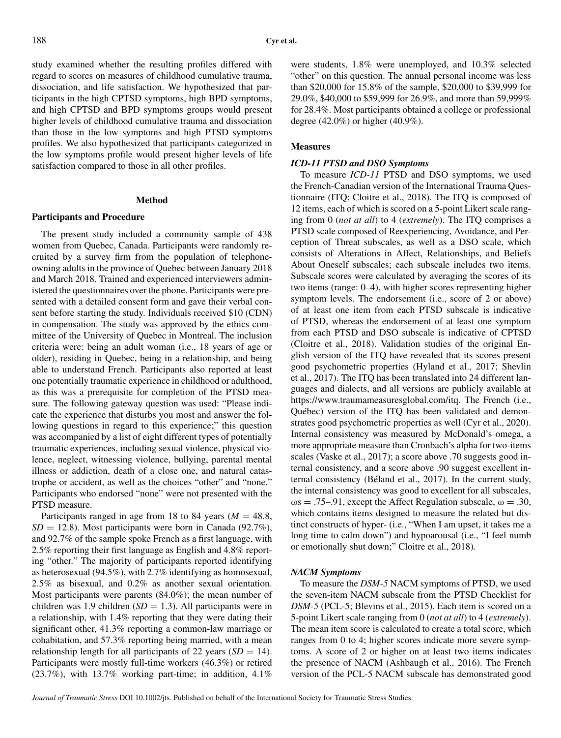study examined whether the resulting profiles differed with regard to scores on measures of childhood cumulative trauma, dissociation, and life satisfaction. We hypothesized that participants in the high CPTSD symptoms, high BPD symptoms, and high CPTSD and BPD symptoms groups would present higher levels of childhood cumulative trauma and dissociation than those in the low symptoms and high PTSD symptoms profiles. We also hypothesized that participants categorized in the low symptoms profile would present higher levels of life satisfaction compared to those in all other profiles.

## Method

### Participants and Procedure

The present study included a community sample of 438 women from Quebec, Canada. Participants were randomly recruited by a survey firm from the population of telephone-owning adults in the province of Quebec between January 2018 and March 2018. Trained and experienced interviewers administered the questionnaires over the phone. Participants were presented with a detailed consent form and gave their verbal consent before starting the study. Individuals received $10 (CDN) in compensation. The study was approved by the ethics committee of the University of Quebec in Montreal. The inclusion criteria were: being an adult woman (i.e., 18 years of age or older), residing in Quebec, being in a relationship, and being able to understand French. Participants also reported at least one potentially traumatic experience in childhood or adulthood, as this was a prerequisite for completion of the PTSD measure. The following gateway question was used: "Please indicate the experience that disturbs you most and answer the following questions in regard to this experience;" this question was accompanied by a list of eight different types of potentially traumatic experiences, including sexual violence, physical violence, neglect, witnessing violence, bullying, parental mental illness or addiction, death of a close one, and natural catastrophe or accident, as well as the choices "other" and "none." Participants who endorsed "none" were not presented with the PTSD measure.

Participants ranged in age from 18 to 84 years ($M = 48.8$, $SD = 12.8$). Most participants were born in Canada (92.7%), and 92.7% of the sample spoke French as a first language, with 2.5% reporting their first language as English and 4.8% reporting "other." The majority of participants reported identifying as heterosexual (94.5%), with 2.7% identifying as homosexual, 2.5% as bisexual, and 0.2% as another sexual orientation. Most participants were parents (84.0%); the mean number of children was 1.9 children ($SD = 1.3$). All participants were in a relationship, with 1.4% reporting that they were dating their significant other, 41.3% reporting a common-law marriage or cohabitation, and 57.3% reporting being married, with a mean relationship length for all participants of 22 years ($SD = 14$). Participants were mostly full-time workers (46.3%) or retired (23.7%), with 13.7% working part-time; in addition, 4.1% were students, 1.8% were unemployed, and 10.3% selected "other" on this question. The annual personal income was less than $20,000 for 15.8% of the sample, $20,000 to $39,999 for 29.0%, $40,000 to $59,999 for 26.9%, and more than 59,999% for 28.4%. Most participants obtained a college or professional degree (42.0%) or higher (40.9%).

### Measures

#### *ICD-11* PTSD and DSO Symptoms

To measure *ICD-11* PTSD and DSO symptoms, we used the French-Canadian version of the International Trauma Questionnaire (ITQ; Cloitre et al., 2018). The ITQ is composed of 12 items, each of which is scored on a 5-point Likert scale ranging from 0 (*not at all*) to 4 (*extremely*). The ITQ comprises a PTSD scale composed of Reexperiencing, Avoidance, and Perception of Threat subscales, as well as a DSO scale, which consists of Alterations in Affect, Relationships, and Beliefs About Oneself subscales; each subscale includes two items. Subscale scores were calculated by averaging the scores of its two items (range: 0–4), with higher scores representing higher symptom levels. The endorsement (i.e., score of 2 or above) of at least one item from each PTSD subscale is indicative of PTSD, whereas the endorsement of at least one symptom from each PTSD and DSO subscale is indicative of CPTSD (Cloitre et al., 2018). Validation studies of the original English version of the ITQ have revealed that its scores present good psychometric properties (Hyland et al., 2017; Shevlin et al., 2017). The ITQ has been translated into 24 different languages and dialects, and all versions are publicly available at https://www.traumameasuresglobal.com/itq. The French (i.e., Québec) version of the ITQ has been validated and demonstrates good psychometric properties as well (Cyr et al., 2020). Internal consistency was measured by McDonald's omega, a more appropriate measure than Cronbach's alpha for two-items scales (Vaske et al., 2017); a score above .70 suggests good internal consistency, and a score above .90 suggest excellent internal consistency (Béland et al., 2017). In the current study, the internal consistency was good to excellent for all subscales, $\omega s = .75–.91$, except the Affect Regulation subscale, $\omega = .30$, which contains items designed to measure the related but distinct constructs of hyper- (i.e., "When I am upset, it takes me a long time to calm down") and hypoarousal (i.e., "I feel numb or emotionally shut down;" Cloitre et al., 2018).

#### NACM Symptoms

To measure the *DSM-5* NACM symptoms of PTSD, we used the seven-item NACM subscale from the PTSD Checklist for *DSM-5* (PCL-5; Blevins et al., 2015). Each item is scored on a 5-point Likert scale ranging from 0 (*not at all*) to 4 (*extremely*). The mean item score is calculated to create a total score, which ranges from 0 to 4; higher scores indicate more severe symptoms. A score of 2 or higher on at least two items indicates the presence of NACM (Ashbaugh et al., 2016). The French version of the PCL-5 NACM subscale has demonstrated good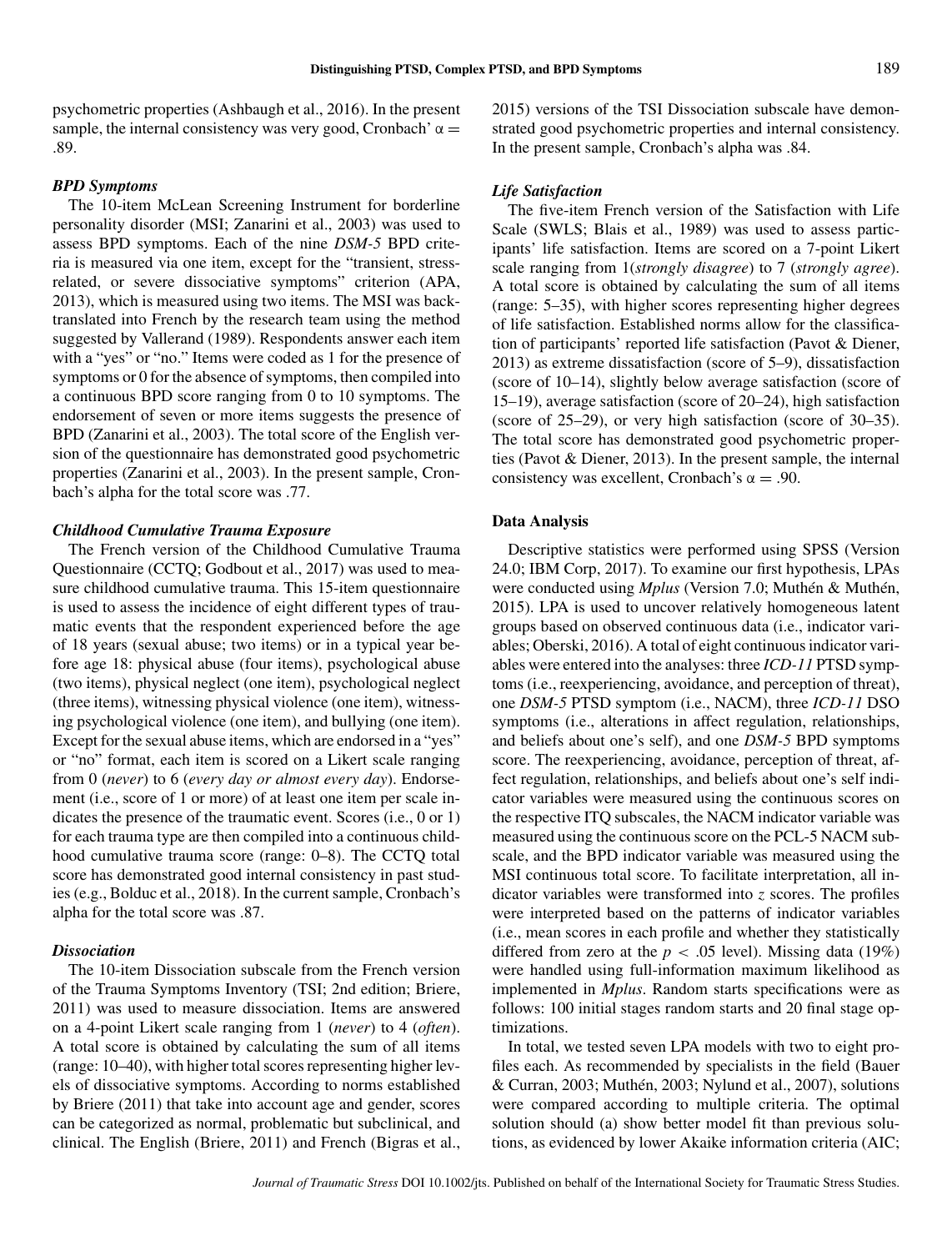psychometric properties (Ashbaugh et al., 2016). In the present sample, the internal consistency was very good, Cronbach' $\alpha = .89$.

### *BPD Symptoms*

The 10-item McLean Screening Instrument for borderline personality disorder (MSI; Zanarini et al., 2003) was used to assess BPD symptoms. Each of the nine *DSM-5* BPD criteria is measured via one item, except for the "transient, stress-related, or severe dissociative symptoms" criterion (APA, 2013), which is measured using two items. The MSI was back-translated into French by the research team using the method suggested by Vallerand (1989). Respondents answer each item with a "yes" or "no." Items were coded as 1 for the presence of symptoms or 0 for the absence of symptoms, then compiled into a continuous BPD score ranging from 0 to 10 symptoms. The endorsement of seven or more items suggests the presence of BPD (Zanarini et al., 2003). The total score of the English version of the questionnaire has demonstrated good psychometric properties (Zanarini et al., 2003). In the present sample, Cronbach's alpha for the total score was .77.

### *Childhood Cumulative Trauma Exposure*

The French version of the Childhood Cumulative Trauma Questionnaire (CCTQ; Godbout et al., 2017) was used to measure childhood cumulative trauma. This 15-item questionnaire is used to assess the incidence of eight different types of traumatic events that the respondent experienced before the age of 18 years (sexual abuse; two items) or in a typical year before age 18: physical abuse (four items), psychological abuse (two items), physical neglect (one item), psychological neglect (three items), witnessing physical violence (one item), witnessing psychological violence (one item), and bullying (one item). Except for the sexual abuse items, which are endorsed in a "yes" or "no" format, each item is scored on a Likert scale ranging from 0 (*never*) to 6 (*every day or almost every day*). Endorsement (i.e., score of 1 or more) of at least one item per scale indicates the presence of the traumatic event. Scores (i.e., 0 or 1) for each trauma type are then compiled into a continuous childhood cumulative trauma score (range: 0–8). The CCTQ total score has demonstrated good internal consistency in past studies (e.g., Bolduc et al., 2018). In the current sample, Cronbach's alpha for the total score was .87.

### *Dissociation*

The 10-item Dissociation subscale from the French version of the Trauma Symptoms Inventory (TSI; 2nd edition; Briere, 2011) was used to measure dissociation. Items are answered on a 4-point Likert scale ranging from 1 (*never*) to 4 (*often*). A total score is obtained by calculating the sum of all items (range: 10–40), with higher total scores representing higher levels of dissociative symptoms. According to norms established by Briere (2011) that take into account age and gender, scores can be categorized as normal, problematic but subclinical, and clinical. The English (Briere, 2011) and French (Bigras et al., 2015) versions of the TSI Dissociation subscale have demonstrated good psychometric properties and internal consistency. In the present sample, Cronbach's alpha was .84.

### *Life Satisfaction*

The five-item French version of the Satisfaction with Life Scale (SWLS; Blais et al., 1989) was used to assess participants' life satisfaction. Items are scored on a 7-point Likert scale ranging from 1(*strongly disagree*) to 7 (*strongly agree*). A total score is obtained by calculating the sum of all items (range: 5–35), with higher scores representing higher degrees of life satisfaction. Established norms allow for the classification of participants' reported life satisfaction (Pavot & Diener, 2013) as extreme dissatisfaction (score of 5–9), dissatisfaction (score of 10–14), slightly below average satisfaction (score of 15–19), average satisfaction (score of 20–24), high satisfaction (score of 25–29), or very high satisfaction (score of 30–35). The total score has demonstrated good psychometric properties (Pavot & Diener, 2013). In the present sample, the internal consistency was excellent, Cronbach's $\alpha = .90$.

## Data Analysis

Descriptive statistics were performed using SPSS (Version 24.0; IBM Corp, 2017). To examine our first hypothesis, LPAs were conducted using *Mplus* (Version 7.0; Muthén & Muthén, 2015). LPA is used to uncover relatively homogeneous latent groups based on observed continuous data (i.e., indicator variables; Oberski, 2016). A total of eight continuous indicator variables were entered into the analyses: three *ICD-11* PTSD symptoms (i.e., reexperiencing, avoidance, and perception of threat), one *DSM-5* PTSD symptom (i.e., NACM), three *ICD-11* DSO symptoms (i.e., alterations in affect regulation, relationships, and beliefs about one's self), and one *DSM-5* BPD symptoms score. The reexperiencing, avoidance, perception of threat, affect regulation, relationships, and beliefs about one's self indicator variables were measured using the continuous scores on the respective ITQ subscales, the NACM indicator variable was measured using the continuous score on the PCL-5 NACM subscale, and the BPD indicator variable was measured using the MSI continuous total score. To facilitate interpretation, all indicator variables were transformed into $z$ scores. The profiles were interpreted based on the patterns of indicator variables (i.e., mean scores in each profile and whether they statistically differed from zero at the $p < .05$ level). Missing data (19%) were handled using full-information maximum likelihood as implemented in *Mplus*. Random starts specifications were as follows: 100 initial stages random starts and 20 final stage optimizations.

In total, we tested seven LPA models with two to eight profiles each. As recommended by specialists in the field (Bauer & Curran, 2003; Muthén, 2003; Nylund et al., 2007), solutions were compared according to multiple criteria. The optimal solution should (a) show better model fit than previous solutions, as evidenced by lower Akaike information criteria (AIC;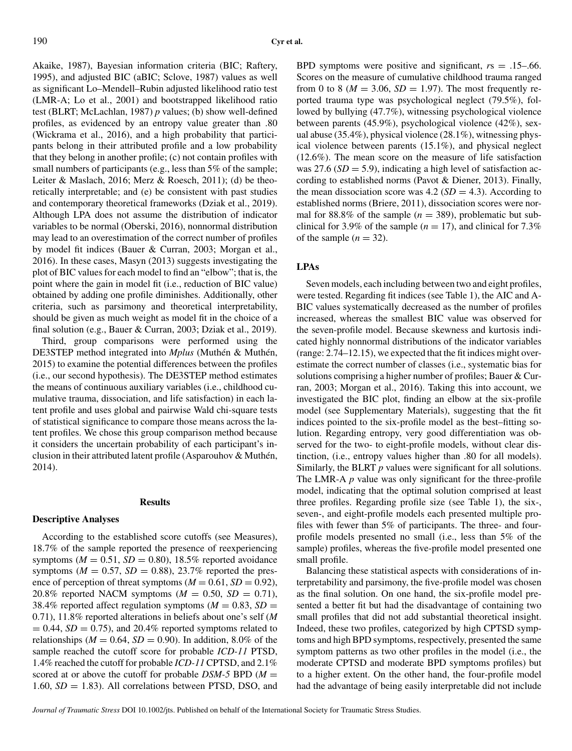Akaike, 1987), Bayesian information criteria (BIC; Raftery, 1995), and adjusted BIC (aBIC; Sclove, 1987) values as well as significant Lo–Mendell–Rubin adjusted likelihood ratio test (LMR-A; Lo et al., 2001) and bootstrapped likelihood ratio test (BLRT; McLachlan, 1987) *p* values; (b) show well-defined profiles, as evidenced by an entropy value greater than .80 (Wickrama et al., 2016), and a high probability that participants belong in their attributed profile and a low probability that they belong in another profile; (c) not contain profiles with small numbers of participants (e.g., less than 5% of the sample; Leiter & Maslach, 2016; Merz & Roesch, 2011); (d) be theoretically interpretable; and (e) be consistent with past studies and contemporary theoretical frameworks (Dziak et al., 2019). Although LPA does not assume the distribution of indicator variables to be normal (Oberski, 2016), nonnormal distribution may lead to an overestimation of the correct number of profiles by model fit indices (Bauer & Curran, 2003; Morgan et al., 2016). In these cases, Masyn (2013) suggests investigating the plot of BIC values for each model to find an "elbow"; that is, the point where the gain in model fit (i.e., reduction of BIC value) obtained by adding one profile diminishes. Additionally, other criteria, such as parsimony and theoretical interpretability, should be given as much weight as model fit in the choice of a final solution (e.g., Bauer & Curran, 2003; Dziak et al., 2019).

Third, group comparisons were performed using the DE3STEP method integrated into *Mplus* (Muthén & Muthén, 2015) to examine the potential differences between the profiles (i.e., our second hypothesis). The DE3STEP method estimates the means of continuous auxiliary variables (i.e., childhood cumulative trauma, dissociation, and life satisfaction) in each latent profile and uses global and pairwise Wald chi-square tests of statistical significance to compare those means across the latent profiles. We chose this group comparison method because it considers the uncertain probability of each participant's inclusion in their attributed latent profile (Asparouhov & Muthén, 2014).

## Results

### Descriptive Analyses

According to the established score cutoffs (see Measures), 18.7% of the sample reported the presence of reexperiencing symptoms ($M = 0.51$, $SD = 0.80$), 18.5% reported avoidance symptoms ($M = 0.57$, $SD = 0.88$), 23.7% reported the presence of perception of threat symptoms ($M = 0.61$, $SD = 0.92$), 20.8% reported NACM symptoms ($M = 0.50$, $SD = 0.71$), 38.4% reported affect regulation symptoms ($M = 0.83$, $SD = 0.71$), 11.8% reported alterations in beliefs about one's self ($M = 0.44$, $SD = 0.75$), and 20.4% reported symptoms related to relationships ($M = 0.64$, $SD = 0.90$). In addition, 8.0% of the sample reached the cutoff score for probable *ICD-11* PTSD, 1.4% reached the cutoff for probable *ICD-11* CPTSD, and 2.1% scored at or above the cutoff for probable *DSM-5* BPD ($M = 1.60$, $SD = 1.83$). All correlations between PTSD, DSO, and BPD symptoms were positive and significant, $rs = .15$–$.66$. Scores on the measure of cumulative childhood trauma ranged from 0 to 8 ($M = 3.06$, $SD = 1.97$). The most frequently reported trauma type was psychological neglect (79.5%), followed by bullying (47.7%), witnessing psychological violence between parents (45.9%), psychological violence (42%), sexual abuse (35.4%), physical violence (28.1%), witnessing physical violence between parents (15.1%), and physical neglect (12.6%). The mean score on the measure of life satisfaction was 27.6 ($SD = 5.9$), indicating a high level of satisfaction according to established norms (Pavot & Diener, 2013). Finally, the mean dissociation score was 4.2 ($SD = 4.3$). According to established norms (Briere, 2011), dissociation scores were normal for 88.8% of the sample ($n = 389$), problematic but subclinical for 3.9% of the sample ($n = 17$), and clinical for 7.3% of the sample ($n = 32$).

### LPAs

Seven models, each including between two and eight profiles, were tested. Regarding fit indices (see Table 1), the AIC and A-BIC values systematically decreased as the number of profiles increased, whereas the smallest BIC value was observed for the seven-profile model. Because skewness and kurtosis indicated highly nonnormal distributions of the indicator variables (range: 2.74–12.15), we expected that the fit indices might overestimate the correct number of classes (i.e., systematic bias for solutions comprising a higher number of profiles; Bauer & Curran, 2003; Morgan et al., 2016). Taking this into account, we investigated the BIC plot, finding an elbow at the six-profile model (see Supplementary Materials), suggesting that the fit indices pointed to the six-profile model as the best–fitting solution. Regarding entropy, very good differentiation was observed for the two- to eight-profile models, without clear distinction, (i.e., entropy values higher than .80 for all models). Similarly, the BLRT *p* values were significant for all solutions. The LMR-A *p* value was only significant for the three-profile model, indicating that the optimal solution comprised at least three profiles. Regarding profile size (see Table 1), the six-, seven-, and eight-profile models each presented multiple profiles with fewer than 5% of participants. The three- and four-profile models presented no small (i.e., less than 5% of the sample) profiles, whereas the five-profile model presented one small profile.

Balancing these statistical aspects with considerations of interpretability and parsimony, the five-profile model was chosen as the final solution. On one hand, the six-profile model presented a better fit but had the disadvantage of containing two small profiles that did not add substantial theoretical insight. Indeed, these two profiles, categorized by high CPTSD symptoms and high BPD symptoms, respectively, presented the same symptom patterns as two other profiles in the model (i.e., the moderate CPTSD and moderate BPD symptoms profiles) but to a higher extent. On the other hand, the four-profile model had the advantage of being easily interpretable did not include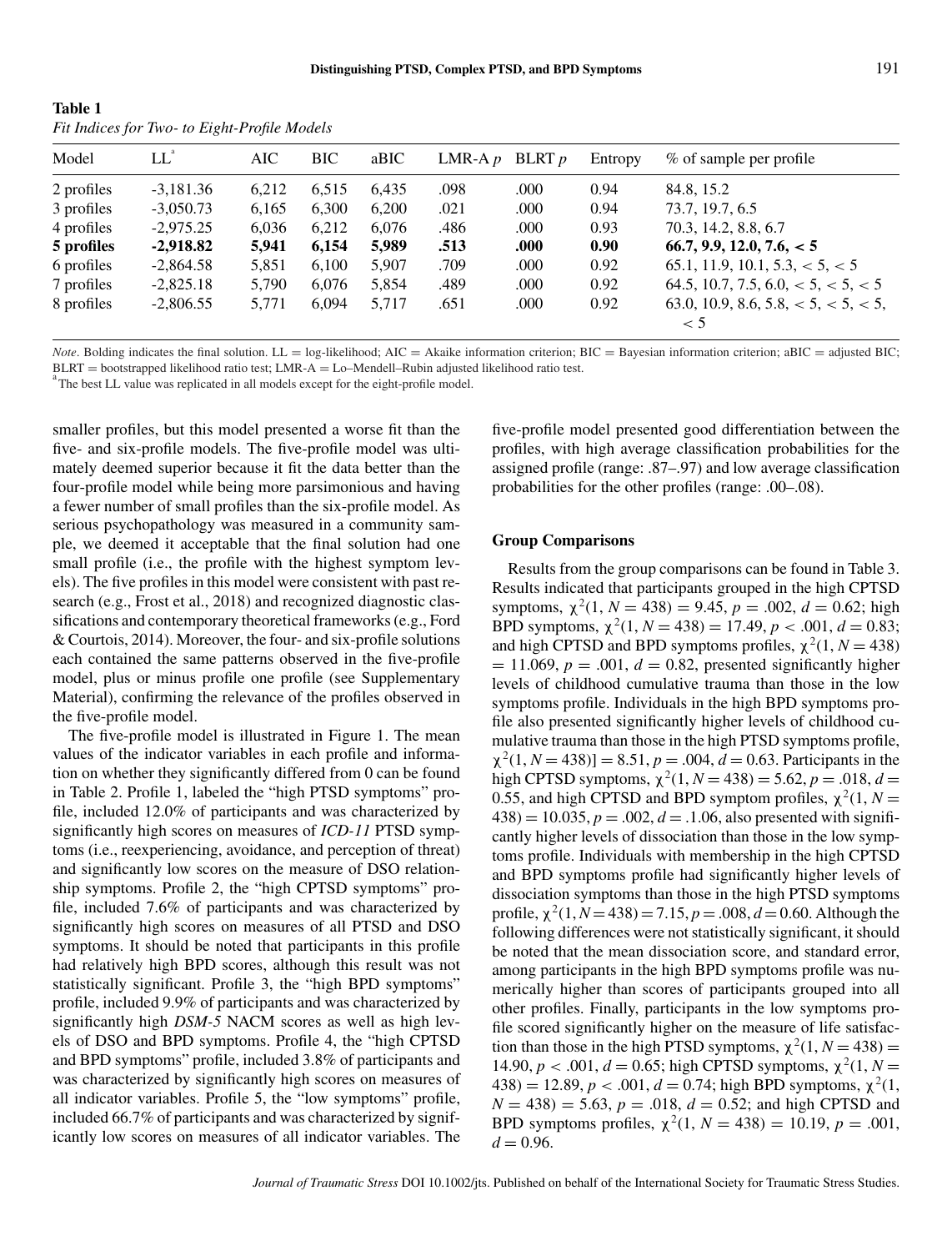**Table 1**
*Fit Indices for Two- to Eight-Profile Models*

| Model | LL[a] | AIC | BIC | aBIC | LMR-A *p* | BLRT *p* | Entropy | % of sample per profile |
|---|---|---|---|---|---|---|---|---|
| 2 profiles | -3,181.36 | 6,212 | 6,515 | 6,435 | .098 | .000 | 0.94 | 84.8, 15.2 |
| 3 profiles | -3,050.73 | 6,165 | 6,300 | 6,200 | .021 | .000 | 0.94 | 73.7, 19.7, 6.5 |
| 4 profiles | -2,975.25 | 6,036 | 6,212 | 6,076 | .486 | .000 | 0.93 | 70.3, 14.2, 8.8, 6.7 |
| **5 profiles** | **-2,918.82** | **5,941** | **6,154** | **5,989** | **.513** | **.000** | **0.90** | **66.7, 9.9, 12.0, 7.6, < 5** |
| 6 profiles | -2,864.58 | 5,851 | 6,100 | 5,907 | .709 | .000 | 0.92 | 65.1, 11.9, 10.1, 5.3, < 5, < 5 |
| 7 profiles | -2,825.18 | 5,790 | 6,076 | 5,854 | .489 | .000 | 0.92 | 64.5, 10.7, 7.5, 6.0, < 5, < 5, < 5 |
| 8 profiles | -2,806.55 | 5,771 | 6,094 | 5,717 | .651 | .000 | 0.92 | 63.0, 10.9, 8.6, 5.8, < 5, < 5, < 5, < 5 |

*Note*. Bolding indicates the final solution. LL = log-likelihood; AIC = Akaike information criterion; BIC = Bayesian information criterion; aBIC = adjusted BIC; BLRT = bootstrapped likelihood ratio test; LMR-A = Lo–Mendell–Rubin adjusted likelihood ratio test.
[a]The best LL value was replicated in all models except for the eight-profile model.

smaller profiles, but this model presented a worse fit than the five- and six-profile models. The five-profile model was ultimately deemed superior because it fit the data better than the four-profile model while being more parsimonious and having a fewer number of small profiles than the six-profile model. As serious psychopathology was measured in a community sample, we deemed it acceptable that the final solution had one small profile (i.e., the profile with the highest symptom levels). The five profiles in this model were consistent with past research (e.g., Frost et al., 2018) and recognized diagnostic classifications and contemporary theoretical frameworks (e.g., Ford & Courtois, 2014). Moreover, the four- and six-profile solutions each contained the same patterns observed in the five-profile model, plus or minus profile one profile (see Supplementary Material), confirming the relevance of the profiles observed in the five-profile model.

The five-profile model is illustrated in Figure 1. The mean values of the indicator variables in each profile and information on whether they significantly differed from 0 can be found in Table 2. Profile 1, labeled the "high PTSD symptoms" profile, included 12.0% of participants and was characterized by significantly high scores on measures of *ICD-11* PTSD symptoms (i.e., reexperiencing, avoidance, and perception of threat) and significantly low scores on the measure of DSO relationship symptoms. Profile 2, the "high CPTSD symptoms" profile, included 7.6% of participants and was characterized by significantly high scores on measures of all PTSD and DSO symptoms. It should be noted that participants in this profile had relatively high BPD scores, although this result was not statistically significant. Profile 3, the "high BPD symptoms" profile, included 9.9% of participants and was characterized by significantly high *DSM-5* NACM scores as well as high levels of DSO and BPD symptoms. Profile 4, the "high CPTSD and BPD symptoms" profile, included 3.8% of participants and was characterized by significantly high scores on measures of all indicator variables. Profile 5, the "low symptoms" profile, included 66.7% of participants and was characterized by significantly low scores on measures of all indicator variables. The five-profile model presented good differentiation between the profiles, with high average classification probabilities for the assigned profile (range: .87–.97) and low average classification probabilities for the other profiles (range: .00–.08).

### Group Comparisons

Results from the group comparisons can be found in Table 3. Results indicated that participants grouped in the high CPTSD symptoms, $\chi^2(1, N = 438) = 9.45$, $p = .002$, $d = 0.62$; high BPD symptoms, $\chi^2(1, N = 438) = 17.49$, $p < .001$, $d = 0.83$; and high CPTSD and BPD symptoms profiles, $\chi^2(1, N = 438) = 11.069$, $p = .001$, $d = 0.82$, presented significantly higher levels of childhood cumulative trauma than those in the low symptoms profile. Individuals in the high BPD symptoms profile also presented significantly higher levels of childhood cumulative trauma than those in the high PTSD symptoms profile, $\chi^2(1, N = 438)] = 8.51$, $p = .004$, $d = 0.63$. Participants in the high CPTSD symptoms, $\chi^2(1, N = 438) = 5.62$, $p = .018$, $d = 0.55$, and high CPTSD and BPD symptom profiles, $\chi^2(1, N = 438) = 10.035$, $p = .002$, $d = .1.06$, also presented with significantly higher levels of dissociation than those in the low symptoms profile. Individuals with membership in the high CPTSD and BPD symptoms profile had significantly higher levels of dissociation symptoms than those in the high PTSD symptoms profile, $\chi^2(1, N = 438) = 7.15$, $p = .008$, $d = 0.60$. Although the following differences were not statistically significant, it should be noted that the mean dissociation score, and standard error, among participants in the high BPD symptoms profile was numerically higher than scores of participants grouped into all other profiles. Finally, participants in the low symptoms profile scored significantly higher on the measure of life satisfaction than those in the high PTSD symptoms, $\chi^2(1, N = 438) = 14.90$, $p < .001$, $d = 0.65$; high CPTSD symptoms, $\chi^2(1, N = 438) = 12.89$, $p < .001$, $d = 0.74$; high BPD symptoms, $\chi^2(1, N = 438) = 5.63$, $p = .018$, $d = 0.52$; and high CPTSD and BPD symptoms profiles, $\chi^2(1, N = 438) = 10.19$, $p = .001$, $d = 0.96$.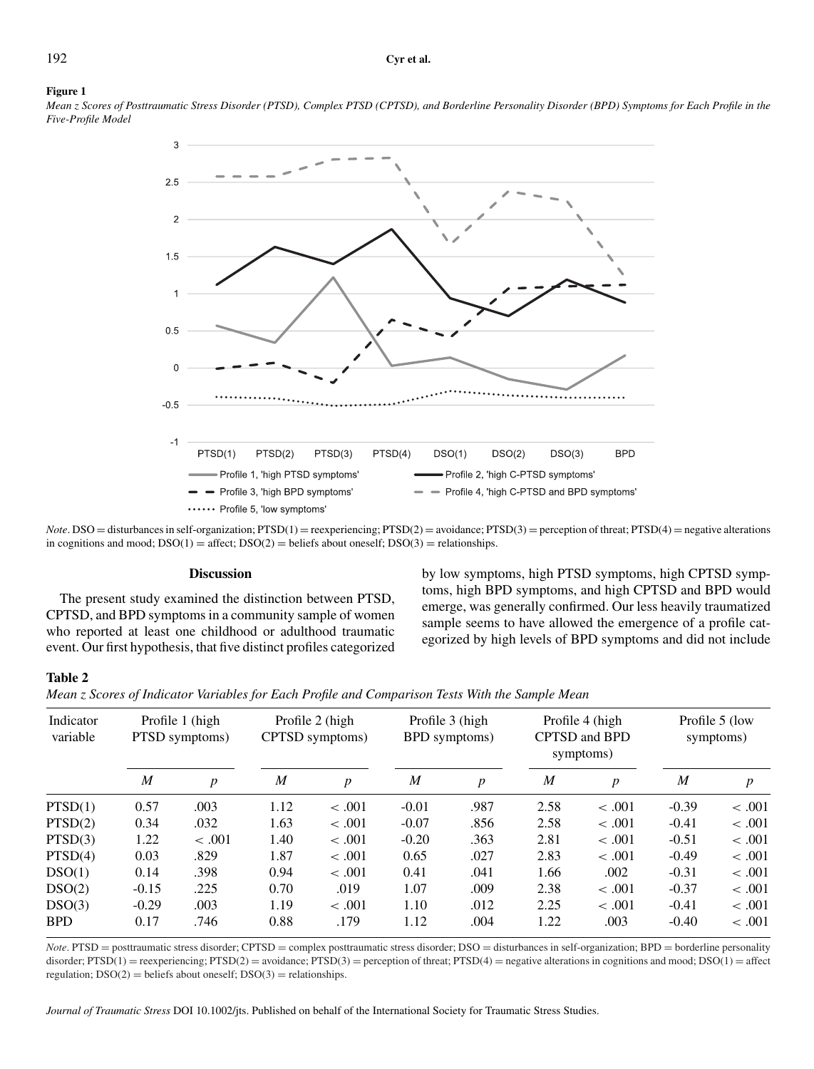**Figure 1**

*Mean z Scores of Posttraumatic Stress Disorder (PTSD), Complex PTSD (CPTSD), and Borderline Personality Disorder (BPD) Symptoms for Each Profile in the Five-Profile Model*

*Note*. DSO = disturbances in self-organization; PTSD(1) = reexperiencing; PTSD(2) = avoidance; PTSD(3) = perception of threat; PTSD(4) = negative alterations in cognitions and mood; DSO(1) = affect; DSO(2) = beliefs about oneself; DSO(3) = relationships.

## Discussion

The present study examined the distinction between PTSD, CPTSD, and BPD symptoms in a community sample of women who reported at least one childhood or adulthood traumatic event. Our first hypothesis, that five distinct profiles categorized by low symptoms, high PTSD symptoms, high CPTSD symptoms, high BPD symptoms, and high CPTSD and BPD would emerge, was generally confirmed. Our less heavily traumatized sample seems to have allowed the emergence of a profile categorized by high levels of BPD symptoms and did not include

**Table 2**

*Mean z Scores of Indicator Variables for Each Profile and Comparison Tests With the Sample Mean*

| Indicator variable | Profile 1 (high PTSD symptoms) | | Profile 2 (high CPTSD symptoms) | | Profile 3 (high BPD symptoms) | | Profile 4 (high CPTSD and BPD symptoms) | | Profile 5 (low symptoms) | |
|---|---|---|---|---|---|---|---|---|---|---|
| | *M* | *p* | *M* | *p* | *M* | *p* | *M* | *p* | *M* | *p* |
| PTSD(1) | 0.57 | .003 | 1.12 | < .001 | -0.01 | .987 | 2.58 | < .001 | -0.39 | < .001 |
| PTSD(2) | 0.34 | .032 | 1.63 | < .001 | -0.07 | .856 | 2.58 | < .001 | -0.41 | < .001 |
| PTSD(3) | 1.22 | < .001 | 1.40 | < .001 | -0.20 | .363 | 2.81 | < .001 | -0.51 | < .001 |
| PTSD(4) | 0.03 | .829 | 1.87 | < .001 | 0.65 | .027 | 2.83 | < .001 | -0.49 | < .001 |
| DSO(1) | 0.14 | .398 | 0.94 | < .001 | 0.41 | .041 | 1.66 | .002 | -0.31 | < .001 |
| DSO(2) | -0.15 | .225 | 0.70 | .019 | 1.07 | .009 | 2.38 | < .001 | -0.37 | < .001 |
| DSO(3) | -0.29 | .003 | 1.19 | < .001 | 1.10 | .012 | 2.25 | < .001 | -0.41 | < .001 |
| BPD | 0.17 | .746 | 0.88 | .179 | 1.12 | .004 | 1.22 | .003 | -0.40 | < .001 |

*Note*. PTSD = posttraumatic stress disorder; CPTSD = complex posttraumatic stress disorder; DSO = disturbances in self-organization; BPD = borderline personality disorder; PTSD(1) = reexperiencing; PTSD(2) = avoidance; PTSD(3) = perception of threat; PTSD(4) = negative alterations in cognitions and mood; DSO(1) = affect regulation; DSO(2) = beliefs about oneself; DSO(3) = relationships.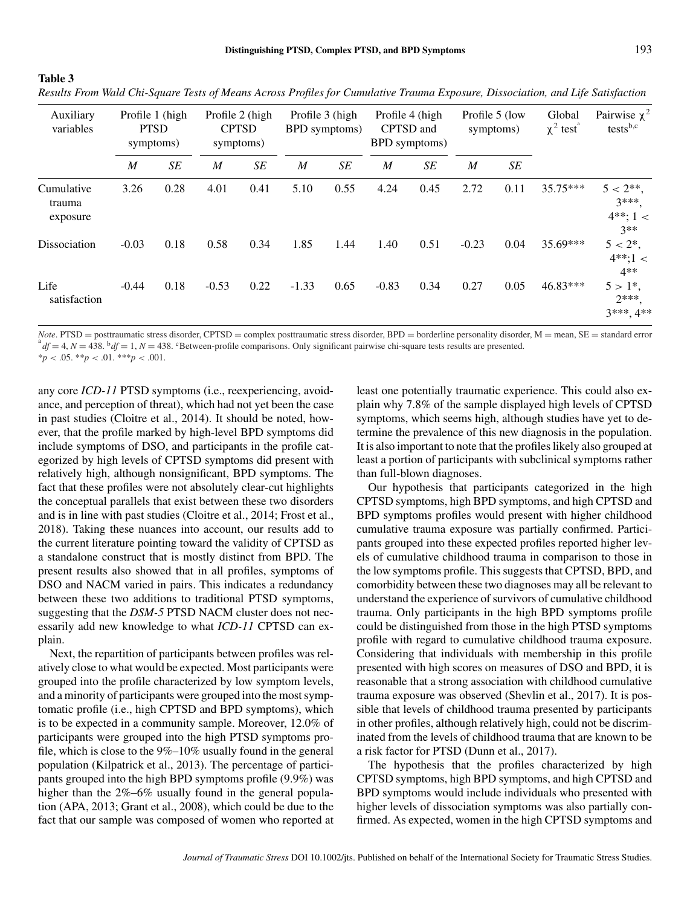**Table 3**

*Results From Wald Chi-Square Tests of Means Across Profiles for Cumulative Trauma Exposure, Dissociation, and Life Satisfaction*

| Auxiliary variables | Profile 1 (high PTSD symptoms) | | Profile 2 (high CPTSD symptoms) | | Profile 3 (high BPD symptoms) | | Profile 4 (high CPTSD and BPD symptoms) | | Profile 5 (low symptoms) | | Global $\chi^2$ test[a] | Pairwise $\chi^2$ tests[b,c] |
|---|---|---|---|---|---|---|---|---|---|---|---|---|
| | *M* | *SE* | *M* | *SE* | *M* | *SE* | *M* | *SE* | *M* | *SE* | | |
| Cumulative trauma exposure | 3.26 | 0.28 | 4.01 | 0.41 | 5.10 | 0.55 | 4.24 | 0.45 | 2.72 | 0.11 | 35.75*** | 5 < 2**, 3***, 4**; 1 < 3** |
| Dissociation | -0.03 | 0.18 | 0.58 | 0.34 | 1.85 | 1.44 | 1.40 | 0.51 | -0.23 | 0.04 | 35.69*** | 5 < 2*, 4**;1 < 4** |
| Life satisfaction | -0.44 | 0.18 | -0.53 | 0.22 | -1.33 | 0.65 | -0.83 | 0.34 | 0.27 | 0.05 | 46.83*** | 5 > 1*, 2***, 3***, 4** |

*Note*. PTSD = posttraumatic stress disorder, CPTSD = complex posttraumatic stress disorder, BPD = borderline personality disorder, M = mean, SE = standard error
[a] $df = 4$, $N = 438$. [b] $df = 1$, $N = 438$. [c] Between-profile comparisons. Only significant pairwise chi-square tests results are presented.
*$p < .05$. **$p < .01$. ***$p < .001$.

any core *ICD-11* PTSD symptoms (i.e., reexperiencing, avoidance, and perception of threat), which had not yet been the case in past studies (Cloitre et al., 2014). It should be noted, however, that the profile marked by high-level BPD symptoms did include symptoms of DSO, and participants in the profile categorized by high levels of CPTSD symptoms did present with relatively high, although nonsignificant, BPD symptoms. The fact that these profiles were not absolutely clear-cut highlights the conceptual parallels that exist between these two disorders and is in line with past studies (Cloitre et al., 2014; Frost et al., 2018). Taking these nuances into account, our results add to the current literature pointing toward the validity of CPTSD as a standalone construct that is mostly distinct from BPD. The present results also showed that in all profiles, symptoms of DSO and NACM varied in pairs. This indicates a redundancy between these two additions to traditional PTSD symptoms, suggesting that the *DSM-5* PTSD NACM cluster does not necessarily add new knowledge to what *ICD-11* CPTSD can explain.

Next, the repartition of participants between profiles was relatively close to what would be expected. Most participants were grouped into the profile characterized by low symptom levels, and a minority of participants were grouped into the most symptomatic profile (i.e., high CPTSD and BPD symptoms), which is to be expected in a community sample. Moreover, 12.0% of participants were grouped into the high PTSD symptoms profile, which is close to the 9%–10% usually found in the general population (Kilpatrick et al., 2013). The percentage of participants grouped into the high BPD symptoms profile (9.9%) was higher than the 2%–6% usually found in the general population (APA, 2013; Grant et al., 2008), which could be due to the fact that our sample was composed of women who reported at least one potentially traumatic experience. This could also explain why 7.8% of the sample displayed high levels of CPTSD symptoms, which seems high, although studies have yet to determine the prevalence of this new diagnosis in the population. It is also important to note that the profiles likely also grouped at least a portion of participants with subclinical symptoms rather than full-blown diagnoses.

Our hypothesis that participants categorized in the high CPTSD symptoms, high BPD symptoms, and high CPTSD and BPD symptoms profiles would present with higher childhood cumulative trauma exposure was partially confirmed. Participants grouped into these expected profiles reported higher levels of cumulative childhood trauma in comparison to those in the low symptoms profile. This suggests that CPTSD, BPD, and comorbidity between these two diagnoses may all be relevant to understand the experience of survivors of cumulative childhood trauma. Only participants in the high BPD symptoms profile could be distinguished from those in the high PTSD symptoms profile with regard to cumulative childhood trauma exposure. Considering that individuals with membership in this profile presented with high scores on measures of DSO and BPD, it is reasonable that a strong association with childhood cumulative trauma exposure was observed (Shevlin et al., 2017). It is possible that levels of childhood trauma presented by participants in other profiles, although relatively high, could not be discriminated from the levels of childhood trauma that are known to be a risk factor for PTSD (Dunn et al., 2017).

The hypothesis that the profiles characterized by high CPTSD symptoms, high BPD symptoms, and high CPTSD and BPD symptoms would include individuals who presented with higher levels of dissociation symptoms was also partially confirmed. As expected, women in the high CPTSD symptoms and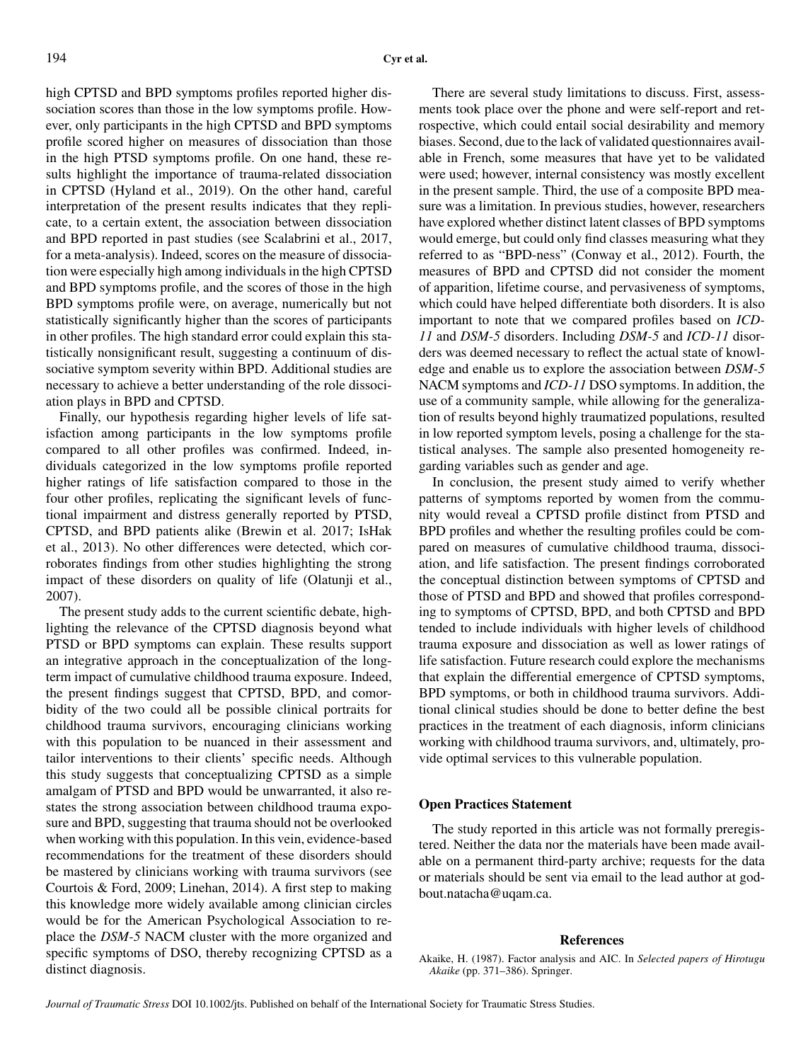high CPTSD and BPD symptoms profiles reported higher dissociation scores than those in the low symptoms profile. However, only participants in the high CPTSD and BPD symptoms profile scored higher on measures of dissociation than those in the high PTSD symptoms profile. On one hand, these results highlight the importance of trauma-related dissociation in CPTSD (Hyland et al., 2019). On the other hand, careful interpretation of the present results indicates that they replicate, to a certain extent, the association between dissociation and BPD reported in past studies (see Scalabrini et al., 2017, for a meta-analysis). Indeed, scores on the measure of dissociation were especially high among individuals in the high CPTSD and BPD symptoms profile, and the scores of those in the high BPD symptoms profile were, on average, numerically but not statistically significantly higher than the scores of participants in other profiles. The high standard error could explain this statistically nonsignificant result, suggesting a continuum of dissociative symptom severity within BPD. Additional studies are necessary to achieve a better understanding of the role dissociation plays in BPD and CPTSD.

Finally, our hypothesis regarding higher levels of life satisfaction among participants in the low symptoms profile compared to all other profiles was confirmed. Indeed, individuals categorized in the low symptoms profile reported higher ratings of life satisfaction compared to those in the four other profiles, replicating the significant levels of functional impairment and distress generally reported by PTSD, CPTSD, and BPD patients alike (Brewin et al. 2017; IsHak et al., 2013). No other differences were detected, which corroborates findings from other studies highlighting the strong impact of these disorders on quality of life (Olatunji et al., 2007).

The present study adds to the current scientific debate, highlighting the relevance of the CPTSD diagnosis beyond what PTSD or BPD symptoms can explain. These results support an integrative approach in the conceptualization of the long-term impact of cumulative childhood trauma exposure. Indeed, the present findings suggest that CPTSD, BPD, and comorbidity of the two could all be possible clinical portraits for childhood trauma survivors, encouraging clinicians working with this population to be nuanced in their assessment and tailor interventions to their clients' specific needs. Although this study suggests that conceptualizing CPTSD as a simple amalgam of PTSD and BPD would be unwarranted, it also restates the strong association between childhood trauma exposure and BPD, suggesting that trauma should not be overlooked when working with this population. In this vein, evidence-based recommendations for the treatment of these disorders should be mastered by clinicians working with trauma survivors (see Courtois & Ford, 2009; Linehan, 2014). A first step to making this knowledge more widely available among clinician circles would be for the American Psychological Association to replace the *DSM-5* NACM cluster with the more organized and specific symptoms of DSO, thereby recognizing CPTSD as a distinct diagnosis.

There are several study limitations to discuss. First, assessments took place over the phone and were self-report and retrospective, which could entail social desirability and memory biases. Second, due to the lack of validated questionnaires available in French, some measures that have yet to be validated were used; however, internal consistency was mostly excellent in the present sample. Third, the use of a composite BPD measure was a limitation. In previous studies, however, researchers have explored whether distinct latent classes of BPD symptoms would emerge, but could only find classes measuring what they referred to as "BPD-ness" (Conway et al., 2012). Fourth, the measures of BPD and CPTSD did not consider the moment of apparition, lifetime course, and pervasiveness of symptoms, which could have helped differentiate both disorders. It is also important to note that we compared profiles based on *ICD-11* and *DSM-5* disorders. Including *DSM-5* and *ICD-11* disorders was deemed necessary to reflect the actual state of knowledge and enable us to explore the association between *DSM-5* NACM symptoms and *ICD-11* DSO symptoms. In addition, the use of a community sample, while allowing for the generalization of results beyond highly traumatized populations, resulted in low reported symptom levels, posing a challenge for the statistical analyses. The sample also presented homogeneity regarding variables such as gender and age.

In conclusion, the present study aimed to verify whether patterns of symptoms reported by women from the community would reveal a CPTSD profile distinct from PTSD and BPD profiles and whether the resulting profiles could be compared on measures of cumulative childhood trauma, dissociation, and life satisfaction. The present findings corroborated the conceptual distinction between symptoms of CPTSD and those of PTSD and BPD and showed that profiles corresponding to symptoms of CPTSD, BPD, and both CPTSD and BPD tended to include individuals with higher levels of childhood trauma exposure and dissociation as well as lower ratings of life satisfaction. Future research could explore the mechanisms that explain the differential emergence of CPTSD symptoms, BPD symptoms, or both in childhood trauma survivors. Additional clinical studies should be done to better define the best practices in the treatment of each diagnosis, inform clinicians working with childhood trauma survivors, and, ultimately, provide optimal services to this vulnerable population.

## Open Practices Statement

The study reported in this article was not formally preregistered. Neither the data nor the materials have been made available on a permanent third-party archive; requests for the data or materials should be sent via email to the lead author at godbout.natacha@uqam.ca.

## References

Akaike, H. (1987). Factor analysis and AIC. In *Selected papers of Hirotugu Akaike* (pp. 371–386). Springer.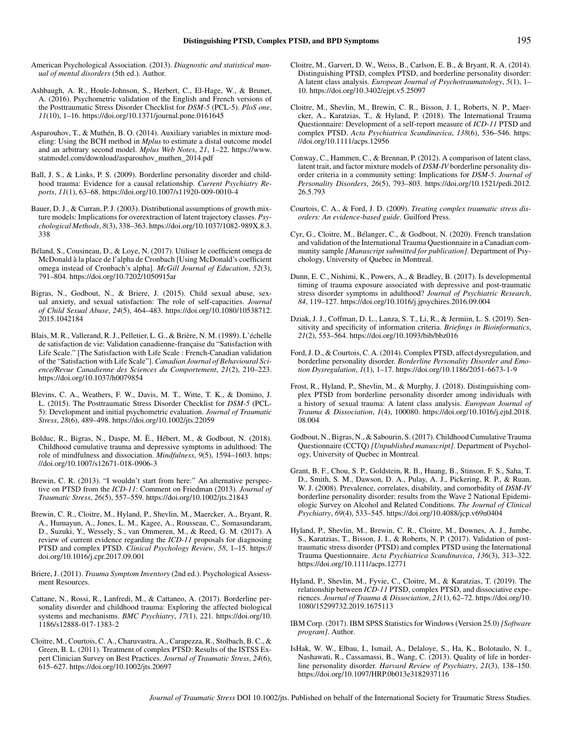American Psychological Association. (2013). *Diagnostic and statistical manual of mental disorders* (5th ed.). Author.

Ashbaugh, A. R., Houle-Johnson, S., Herbert, C., El-Hage, W., & Brunet, A. (2016). Psychometric validation of the English and French versions of the Posttraumatic Stress Disorder Checklist for *DSM-5* (PCL-5). *PloS one*, *11*(10), 1–16. https://doi.org/10.1371/journal.pone.0161645

Asparouhov, T., & Muthén, B. O. (2014). Auxiliary variables in mixture modeling: Using the BCH method in *Mplus* to estimate a distal outcome model and an arbitrary second model. *Mplus Web Notes*, *21*, 1–22. https://www.statmodel.com/download/asparouhov_muthen_2014.pdf

Ball, J. S., & Links, P. S. (2009). Borderline personality disorder and childhood trauma: Evidence for a causal relationship. *Current Psychiatry Reports*, *11*(1), 63–68. https://doi.org/10.1007/s11920-009-0010-4

Bauer, D. J., & Curran, P. J. (2003). Distributional assumptions of growth mixture models: Implications for overextraction of latent trajectory classes. *Psychological Methods*, *8*(3), 338–363. https://doi.org/10.1037/1082-989X.8.3.338

Béland, S., Cousineau, D., & Loye, N. (2017). Utiliser le coefficient omega de McDonald à la place de l'alpha de Cronbach [Using McDonald's coefficient omega instead of Cronbach's alpha]. *McGill Journal of Education*, *52*(3), 791–804. https://doi.org/10.7202/1050915ar

Bigras, N., Godbout, N., & Briere, J. (2015). Child sexual abuse, sexual anxiety, and sexual satisfaction: The role of self-capacities. *Journal of Child Sexual Abuse*, *24*(5), 464–483. https://doi.org/10.1080/10538712.2015.1042184

Blais, M. R., Vallerand, R. J., Pelletier, L. G., & Brière, N. M. (1989). L'échelle de satisfaction de vie: Validation canadienne-française du "Satisfaction with Life Scale." [The Satisfaction with Life Scale : French-Canadian validation of the "Satisfaction with Life Scale"]. *Canadian Journal of Behavioural Science/Revue Canadienne des Sciences du Comportement*, *21*(2), 210–223. https://doi.org/10.1037/h0079854

Blevins, C. A., Weathers, F. W., Davis, M. T., Witte, T. K., & Domino, J. L. (2015). The Posttraumatic Stress Disorder Checklist for *DSM-5* (PCL-5): Development and initial psychometric evaluation. *Journal of Traumatic Stress*, *28*(6), 489–498. https://doi.org/10.1002/jts.22059

Bolduc, R., Bigras, N., Daspe, M. È., Hébert, M., & Godbout, N. (2018). Childhood cumulative trauma and depressive symptoms in adulthood: The role of mindfulness and dissociation. *Mindfulness*, *9*(5), 1594–1603. https://doi.org/10.1007/s12671-018-0906-3

Brewin, C. R. (2013). "I wouldn't start from here:" An alternative perspective on PTSD from the *ICD-11*: Comment on Friedman (2013). *Journal of Traumatic Stress*, *26*(5), 557–559. https://doi.org/10.1002/jts.21843

Brewin, C. R., Cloitre, M., Hyland, P., Shevlin, M., Maercker, A., Bryant, R. A., Humayun, A., Jones, L. M., Kagee, A., Rousseau, C., Somasundaram, D., Suzuki, Y., Wessely, S., van Ommeren, M., & Reed, G. M. (2017). A review of current evidence regarding the *ICD-11* proposals for diagnosing PTSD and complex PTSD. *Clinical Psychology Review*, *58*, 1–15. https://doi.org/10.1016/j.cpr.2017.09.001

Briere, J. (2011). *Trauma Symptom Inventory* (2nd ed.). Psychological Assessment Resources.

Cattane, N., Rossi, R., Lanfredi, M., & Cattaneo, A. (2017). Borderline personality disorder and childhood trauma: Exploring the affected biological systems and mechanisms. *BMC Psychiatry*, *17*(1), 221. https://doi.org/10.1186/s12888-017-1383-2

Cloitre, M., Courtois, C. A., Charuvastra, A., Carapezza, R., Stolbach, B. C., & Green, B. L. (2011). Treatment of complex PTSD: Results of the ISTSS Expert Clinician Survey on Best Practices. *Journal of Traumatic Stress*, *24*(6), 615–627. https://doi.org/10.1002/jts.20697

Cloitre, M., Garvert, D. W., Weiss, B., Carlson, E. B., & Bryant, R. A. (2014). Distinguishing PTSD, complex PTSD, and borderline personality disorder: A latent class analysis. *European Journal of Psychotraumatology*, *5*(1), 1–10. https://doi.org/10.3402/ejpt.v5.25097

Cloitre, M., Shevlin, M., Brewin, C. R., Bisson, J. I., Roberts, N. P., Maercker, A., Karatzias, T., & Hyland, P. (2018). The International Trauma Questionnaire: Development of a self-report measure of *ICD-11* PTSD and complex PTSD. *Acta Psychiatrica Scandinavica*, *138*(6), 536–546. https://doi.org/10.1111/acps.12956

Conway, C., Hammen, C., & Brennan, P. (2012). A comparison of latent class, latent trait, and factor mixture models of *DSM-IV* borderline personality disorder criteria in a community setting: Implications for *DSM-5*. *Journal of Personality Disorders*, *26*(5), 793–803. https://doi.org/10.1521/pedi.2012.26.5.793

Courtois, C. A., & Ford, J. D. (2009). *Treating complex traumatic stress disorders: An evidence-based guide*. Guilford Press.

Cyr, G., Cloitre, M., Bélanger, C., & Godbout, N. (2020). French translation and validation of the International Trauma Questionnaire in a Canadian community sample *[Manuscript submitted for publication]*. Department of Psychology, University of Quebec in Montreal.

Dunn, E. C., Nishimi, K., Powers, A., & Bradley, B. (2017). Is developmental timing of trauma exposure associated with depressive and post-traumatic stress disorder symptoms in adulthood? *Journal of Psychiatric Research*, *84*, 119–127. https://doi.org/10.1016/j.jpsychires.2016.09.004

Dziak, J. J., Coffman, D. L., Lanza, S. T., Li, R., & Jermiin, L. S. (2019). Sensitivity and specificity of information criteria. *Briefings in Bioinformatics*, *21*(2), 553–564. https://doi.org/10.1093/bib/bbz016

Ford, J. D., & Courtois, C. A. (2014). Complex PTSD, affect dysregulation, and borderline personality disorder. *Borderline Personality Disorder and Emotion Dysregulation*, *1*(1), 1–17. https://doi.org/10.1186/2051-6673-1-9

Frost, R., Hyland, P., Shevlin, M., & Murphy, J. (2018). Distinguishing complex PTSD from borderline personality disorder among individuals with a history of sexual trauma: A latent class analysis. *European Journal of Trauma & Dissociation*, *1*(4), 100080. https://doi.org/10.1016/j.ejtd.2018.08.004

Godbout, N., Bigras, N., & Sabourin, S. (2017). Childhood Cumulative Trauma Questionnaire (CCTQ) *[Unpublished manuscript]*. Department of Psychology, University of Quebec in Montreal.

Grant, B. F., Chou, S. P., Goldstein, R. B., Huang, B., Stinson, F. S., Saha, T. D., Smith, S. M., Dawson, D. A., Pulay, A. J., Pickering, R. P., & Ruan, W. J. (2008). Prevalence, correlates, disability, and comorbidity of *DSM-IV* borderline personality disorder: results from the Wave 2 National Epidemiologic Survey on Alcohol and Related Conditions. *The Journal of Clinical Psychiatry*, *69*(4), 533–545. https://doi.org/10.4088/jcp.v69n0404

Hyland, P., Shevlin, M., Brewin, C. R., Cloitre, M., Downes, A. J., Jumbe, S., Karatzias, T., Bisson, J. I., & Roberts, N. P. (2017). Validation of post-traumatic stress disorder (PTSD) and complex PTSD using the International Trauma Questionnaire. *Acta Psychiatrica Scandinavica*, *136*(3), 313–322. https://doi.org/10.1111/acps.12771

Hyland, P., Shevlin, M., Fyvie, C., Cloitre, M., & Karatzias, T. (2019). The relationship between *ICD-11* PTSD, complex PTSD, and dissociative experiences. *Journal of Trauma & Dissociation*, *21*(1), 62–72. https://doi.org/10.1080/15299732.2019.1675113

IBM Corp. (2017). IBM SPSS Statistics for Windows (Version 25.0) *[Software program]*. Author.

IsHak, W. W., Elbau, I., Ismail, A., Delaloye, S., Ha, K., Bolotaulo, N. I., Nashawati, R., Cassamassi, B., Wang, C. (2013). Quality of life in borderline personality disorder. *Harvard Review of Psychiatry*, *21*(3), 138–150. https://doi.org/10.1097/HRP.0b013e3182937116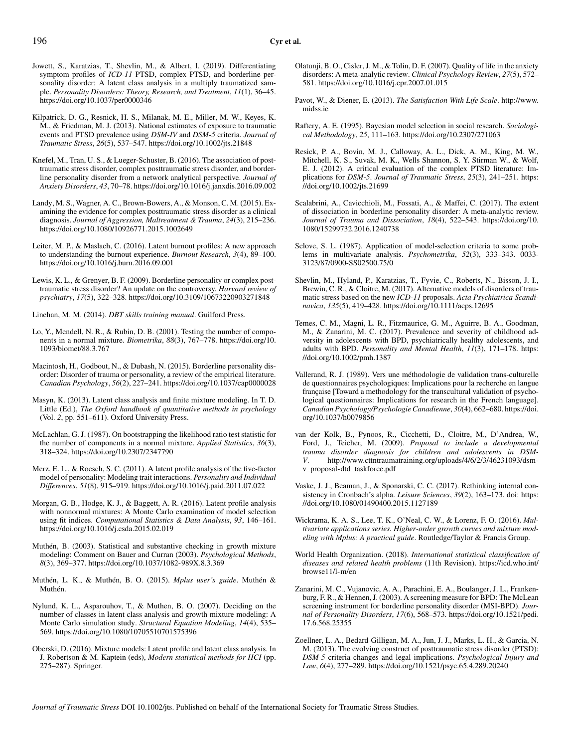Jowett, S., Karatzias, T., Shevlin, M., & Albert, I. (2019). Differentiating symptom profiles of *ICD-11* PTSD, complex PTSD, and borderline personality disorder: A latent class analysis in a multiply traumatized sample. *Personality Disorders: Theory, Research, and Treatment*, *11*(1), 36–45. https://doi.org/10.1037/per0000346

Kilpatrick, D. G., Resnick, H. S., Milanak, M. E., Miller, M. W., Keyes, K. M., & Friedman, M. J. (2013). National estimates of exposure to traumatic events and PTSD prevalence using *DSM-IV* and *DSM-5* criteria. *Journal of Traumatic Stress*, *26*(5), 537–547. https://doi.org/10.1002/jts.21848

Knefel, M., Tran, U. S., & Lueger-Schuster, B. (2016). The association of posttraumatic stress disorder, complex posttraumatic stress disorder, and borderline personality disorder from a network analytical perspective. *Journal of Anxiety Disorders*, *43*, 70–78. https://doi.org/10.1016/j.janxdis.2016.09.002

Landy, M. S., Wagner, A. C., Brown-Bowers, A., & Monson, C. M. (2015). Examining the evidence for complex posttraumatic stress disorder as a clinical diagnosis. *Journal of Aggression, Maltreatment & Trauma*, *24*(3), 215–236. https://doi.org/10.1080/10926771.2015.1002649

Leiter, M. P., & Maslach, C. (2016). Latent burnout profiles: A new approach to understanding the burnout experience. *Burnout Research*, *3*(4), 89–100. https://doi.org/10.1016/j.burn.2016.09.001

Lewis, K. L., & Grenyer, B. F. (2009). Borderline personality or complex posttraumatic stress disorder? An update on the controversy. *Harvard review of psychiatry*, *17*(5), 322–328. https://doi.org/10.3109/10673220903271848

Linehan, M. M. (2014). *DBT skills training manual*. Guilford Press.

Lo, Y., Mendell, N. R., & Rubin, D. B. (2001). Testing the number of components in a normal mixture. *Biometrika*, *88*(3), 767–778. https://doi.org/10.1093/biomet/88.3.767

Macintosh, H., Godbout, N., & Dubash, N. (2015). Borderline personality disorder: Disorder of trauma or personality, a review of the empirical literature. *Canadian Psychology*, *56*(2), 227–241. https://doi.org/10.1037/cap0000028

Masyn, K. (2013). Latent class analysis and finite mixture modeling. In T. D. Little (Ed.), *The Oxford handbook of quantitative methods in psychology* (Vol. *2*, pp. 551–611). Oxford University Press.

McLachlan, G. J. (1987). On bootstrapping the likelihood ratio test statistic for the number of components in a normal mixture. *Applied Statistics*, *36*(3), 318–324. https://doi.org/10.2307/2347790

Merz, E. L., & Roesch, S. C. (2011). A latent profile analysis of the five-factor model of personality: Modeling trait interactions. *Personality and Individual Differences*, *51*(8), 915–919. https://doi.org/10.1016/j.paid.2011.07.022

Morgan, G. B., Hodge, K. J., & Baggett, A. R. (2016). Latent profile analysis with nonnormal mixtures: A Monte Carlo examination of model selection using fit indices. *Computational Statistics & Data Analysis*, *93*, 146–161. https://doi.org/10.1016/j.csda.2015.02.019

Muthén, B. (2003). Statistical and substantive checking in growth mixture modeling: Comment on Bauer and Curran (2003). *Psychological Methods*, *8*(3), 369–377. https://doi.org/10.1037/1082-989X.8.3.369

Muthén, L. K., & Muthén, B. O. (2015). *Mplus user's guide*. Muthén & Muthén.

Nylund, K. L., Asparouhov, T., & Muthen, B. O. (2007). Deciding on the number of classes in latent class analysis and growth mixture modeling: A Monte Carlo simulation study. *Structural Equation Modeling*, *14*(4), 535–569. https://doi.org/10.1080/10705510701575396

Oberski, D. (2016). Mixture models: Latent profile and latent class analysis. In J. Robertson & M. Kaptein (eds), *Modern statistical methods for HCI* (pp. 275–287). Springer.

Olatunji, B. O., Cisler, J. M., & Tolin, D. F. (2007). Quality of life in the anxiety disorders: A meta-analytic review. *Clinical Psychology Review*, *27*(5), 572–581. https://doi.org/10.1016/j.cpr.2007.01.015

Pavot, W., & Diener, E. (2013). *The Satisfaction With Life Scale*. http://www.midss.ie

Raftery, A. E. (1995). Bayesian model selection in social research. *Sociological Methodology*, *25*, 111–163. https://doi.org/10.2307/271063

Resick, P. A., Bovin, M. J., Calloway, A. L., Dick, A. M., King, M. W., Mitchell, K. S., Suvak, M. K., Wells Shannon, S. Y. Stirman W., & Wolf, E. J. (2012). A critical evaluation of the complex PTSD literature: Implications for *DSM-5*. *Journal of Traumatic Stress*, *25*(3), 241–251. https://doi.org/10.1002/jts.21699

Scalabrini, A., Cavicchioli, M., Fossati, A., & Maffei, C. (2017). The extent of dissociation in borderline personality disorder: A meta-analytic review. *Journal of Trauma and Dissociation*, *18*(4), 522–543. https://doi.org/10.1080/15299732.2016.1240738

Sclove, S. L. (1987). Application of model-selection criteria to some problems in multivariate analysis. *Psychometrika*, *52*(3), 333–343. 0033-3123/87/0900-SS02500.75/0

Shevlin, M., Hyland, P., Karatzias, T., Fyvie, C., Roberts, N., Bisson, J. I., Brewin, C. R., & Cloitre, M. (2017). Alternative models of disorders of traumatic stress based on the new *ICD-11* proposals. *Acta Psychiatrica Scandinavica*, *135*(5), 419–428. https://doi.org/10.1111/acps.12695

Temes, C. M., Magni, L. R., Fitzmaurice, G. M., Aguirre, B. A., Goodman, M., & Zanarini, M. C. (2017). Prevalence and severity of childhood adversity in adolescents with BPD, psychiatrically healthy adolescents, and adults with BPD. *Personality and Mental Health*, *11*(3), 171–178. https://doi.org/10.1002/pmh.1387

Vallerand, R. J. (1989). Vers une méthodologie de validation trans-culturelle de questionnaires psychologiques: Implications pour la recherche en langue française [Toward a methodology for the transcultural validation of psychological questionnaires: Implications for research in the French language]. *Canadian Psychology/Psychologie Canadienne*, *30*(4), 662–680. https://doi.org/10.1037/h0079856

van der Kolk, B., Pynoos, R., Cicchetti, D., Cloitre, M., D'Andrea, W., Ford, J., Teicher, M. (2009). *Proposal to include a developmental trauma disorder diagnosis for children and adolescents in DSM-V*. http://www.cttntraumatraining.org/uploads/4/6/2/3/46231093/dsm-v_proposal-dtd_taskforce.pdf

Vaske, J. J., Beaman, J., & Sponarski, C. C. (2017). Rethinking internal consistency in Cronbach's alpha. *Leisure Sciences*, *39*(2), 163–173. doi: https://doi.org/10.1080/01490400.2015.1127189

Wickrama, K. A. S., Lee, T. K., O'Neal, C. W., & Lorenz, F. O. (2016). *Multivariate applications series. Higher-order growth curves and mixture modeling with Mplus: A practical guide*. Routledge/Taylor & Francis Group.

World Health Organization. (2018). *International statistical classification of diseases and related health problems* (11th Revision). https://icd.who.int/browse11/l-m/en

Zanarini, M. C., Vujanovic, A. A., Parachini, E. A., Boulanger, J. L., Frankenburg, F. R., & Hennen, J. (2003). A screening measure for BPD: The McLean screening instrument for borderline personality disorder (MSI-BPD). *Journal of Personality Disorders*, *17*(6), 568–573. https://doi.org/10.1521/pedi.17.6.568.25355

Zoellner, L. A., Bedard-Gilligan, M. A., Jun, J. J., Marks, L. H., & Garcia, N. M. (2013). The evolving construct of posttraumatic stress disorder (PTSD): *DSM-5* criteria changes and legal implications. *Psychological Injury and Law*, *6*(4), 277–289. https://doi.org/10.1521/psyc.65.4.289.20240